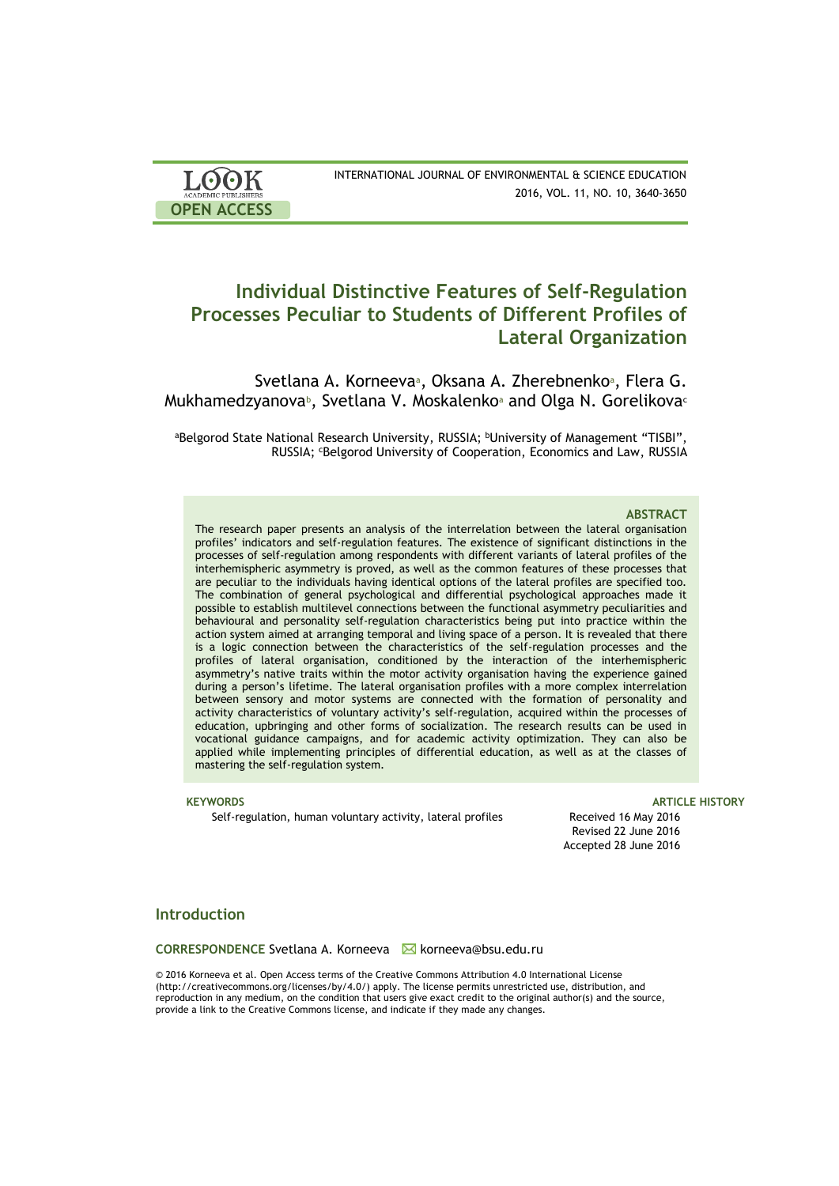LOOK ACADEMIC PUBLISHERS
OPEN ACCESS

INTERNATIONAL JOURNAL OF ENVIRONMENTAL & SCIENCE EDUCATION
2016, VOL. 11, NO. 10, 3640-3650

# Individual Distinctive Features of Self-Regulation Processes Peculiar to Students of Different Profiles of Lateral Organization

Svetlana A. Korneeva[a], Oksana A. Zherebnenko[a], Flera G. Mukhamedzyanova[b], Svetlana V. Moskalenko[a] and Olga N. Gorelikova[c]

[a]Belgorod State National Research University, RUSSIA; [b]University of Management "TISBI", RUSSIA; [c]Belgorod University of Cooperation, Economics and Law, RUSSIA

### ABSTRACT

The research paper presents an analysis of the interrelation between the lateral organisation profiles' indicators and self-regulation features. The existence of significant distinctions in the processes of self-regulation among respondents with different variants of lateral profiles of the interhemispheric asymmetry is proved, as well as the common features of these processes that are peculiar to the individuals having identical options of the lateral profiles are specified too. The combination of general psychological and differential psychological approaches made it possible to establish multilevel connections between the functional asymmetry peculiarities and behavioural and personality self-regulation characteristics being put into practice within the action system aimed at arranging temporal and living space of a person. It is revealed that there is a logic connection between the characteristics of the self-regulation processes and the profiles of lateral organisation, conditioned by the interaction of the interhemispheric asymmetry's native traits within the motor activity organisation having the experience gained during a person's lifetime. The lateral organisation profiles with a more complex interrelation between sensory and motor systems are connected with the formation of personality and activity characteristics of voluntary activity's self-regulation, acquired within the processes of education, upbringing and other forms of socialization. The research results can be used in vocational guidance campaigns, and for academic activity optimization. They can also be applied while implementing principles of differential education, as well as at the classes of mastering the self-regulation system.

**KEYWORDS**
Self-regulation, human voluntary activity, lateral profiles

**ARTICLE HISTORY**
Received 16 May 2016
Revised 22 June 2016
Accepted 28 June 2016

## Introduction

**CORRESPONDENCE** Svetlana A. Korneeva ✉ korneeva@bsu.edu.ru

© 2016 Korneeva et al. Open Access terms of the Creative Commons Attribution 4.0 International License (http://creativecommons.org/licenses/by/4.0/) apply. The license permits unrestricted use, distribution, and reproduction in any medium, on the condition that users give exact credit to the original author(s) and the source, provide a link to the Creative Commons license, and indicate if they made any changes.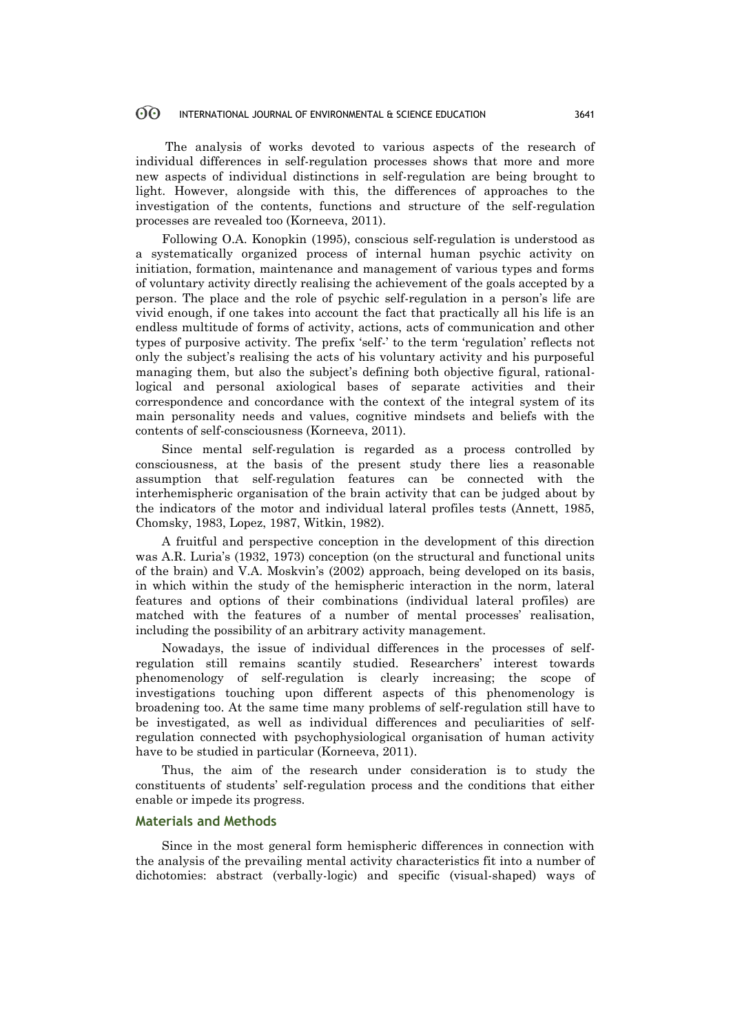The analysis of works devoted to various aspects of the research of individual differences in self-regulation processes shows that more and more new aspects of individual distinctions in self-regulation are being brought to light. However, alongside with this, the differences of approaches to the investigation of the contents, functions and structure of the self-regulation processes are revealed too (Korneeva, 2011).

Following O.A. Konopkin (1995), conscious self-regulation is understood as a systematically organized process of internal human psychic activity on initiation, formation, maintenance and management of various types and forms of voluntary activity directly realising the achievement of the goals accepted by a person. The place and the role of psychic self-regulation in a person's life are vivid enough, if one takes into account the fact that practically all his life is an endless multitude of forms of activity, actions, acts of communication and other types of purposive activity. The prefix 'self-' to the term 'regulation' reflects not only the subject's realising the acts of his voluntary activity and his purposeful managing them, but also the subject's defining both objective figural, rational-logical and personal axiological bases of separate activities and their correspondence and concordance with the context of the integral system of its main personality needs and values, cognitive mindsets and beliefs with the contents of self-consciousness (Korneeva, 2011).

Since mental self-regulation is regarded as a process controlled by consciousness, at the basis of the present study there lies a reasonable assumption that self-regulation features can be connected with the interhemispheric organisation of the brain activity that can be judged about by the indicators of the motor and individual lateral profiles tests (Annett, 1985, Chomsky, 1983, Lopez, 1987, Witkin, 1982).

A fruitful and perspective conception in the development of this direction was A.R. Luria's (1932, 1973) conception (on the structural and functional units of the brain) and V.A. Moskvin's (2002) approach, being developed on its basis, in which within the study of the hemispheric interaction in the norm, lateral features and options of their combinations (individual lateral profiles) are matched with the features of a number of mental processes' realisation, including the possibility of an arbitrary activity management.

Nowadays, the issue of individual differences in the processes of self-regulation still remains scantily studied. Researchers' interest towards phenomenology of self-regulation is clearly increasing; the scope of investigations touching upon different aspects of this phenomenology is broadening too. At the same time many problems of self-regulation still have to be investigated, as well as individual differences and peculiarities of self-regulation connected with psychophysiological organisation of human activity have to be studied in particular (Korneeva, 2011).

Thus, the aim of the research under consideration is to study the constituents of students' self-regulation process and the conditions that either enable or impede its progress.

## Materials and Methods

Since in the most general form hemispheric differences in connection with the analysis of the prevailing mental activity characteristics fit into a number of dichotomies: abstract (verbally-logic) and specific (visual-shaped) ways of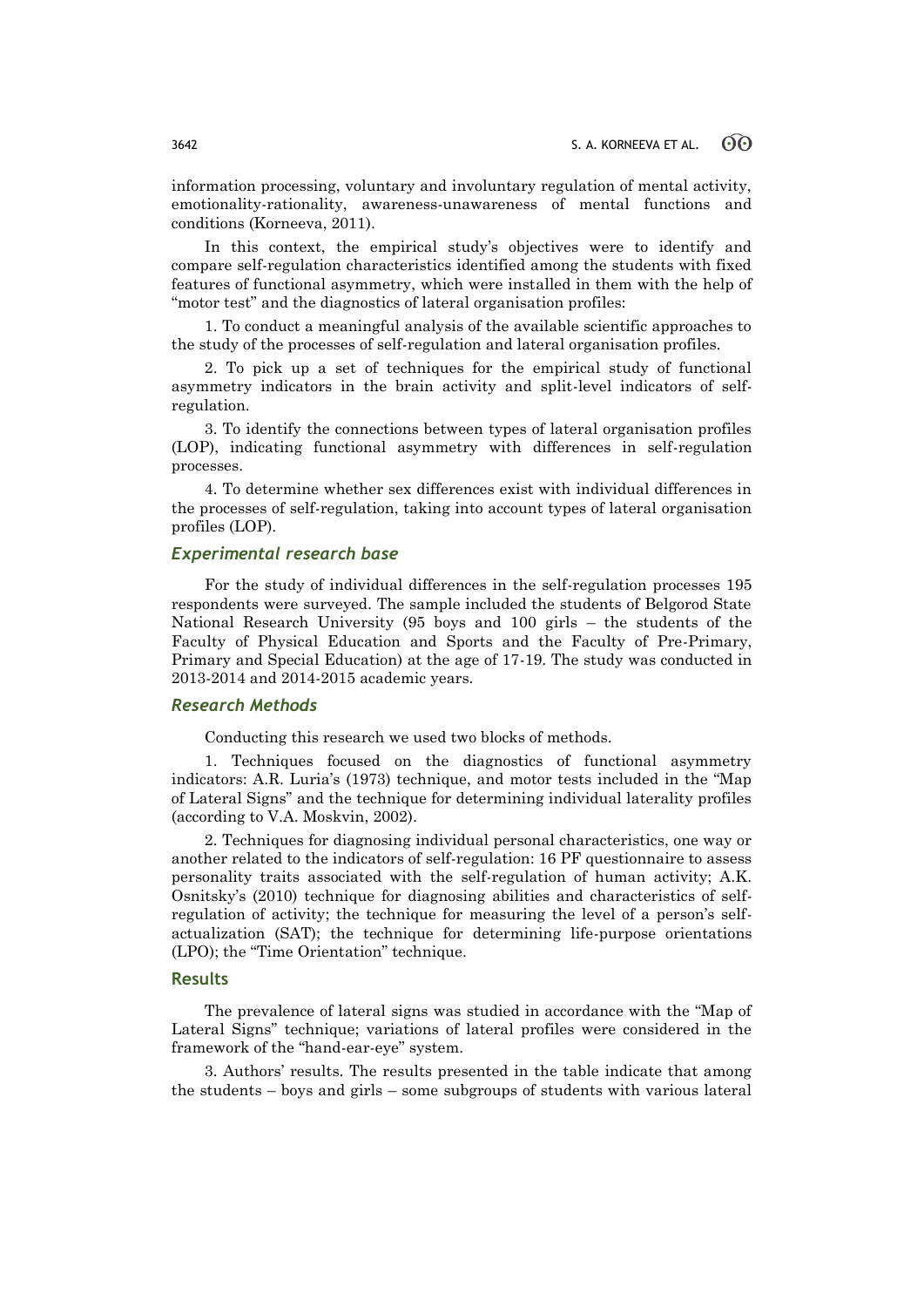information processing, voluntary and involuntary regulation of mental activity, emotionality-rationality, awareness-unawareness of mental functions and conditions (Korneeva, 2011).

In this context, the empirical study's objectives were to identify and compare self-regulation characteristics identified among the students with fixed features of functional asymmetry, which were installed in them with the help of "motor test" and the diagnostics of lateral organisation profiles:

1. To conduct a meaningful analysis of the available scientific approaches to the study of the processes of self-regulation and lateral organisation profiles.

2. To pick up a set of techniques for the empirical study of functional asymmetry indicators in the brain activity and split-level indicators of self-regulation.

3. To identify the connections between types of lateral organisation profiles (LOP), indicating functional asymmetry with differences in self-regulation processes.

4. To determine whether sex differences exist with individual differences in the processes of self-regulation, taking into account types of lateral organisation profiles (LOP).

### *Experimental research base*

For the study of individual differences in the self-regulation processes 195 respondents were surveyed. The sample included the students of Belgorod State National Research University (95 boys and 100 girls – the students of the Faculty of Physical Education and Sports and the Faculty of Pre-Primary, Primary and Special Education) at the age of 17-19. The study was conducted in 2013-2014 and 2014-2015 academic years.

### *Research Methods*

Conducting this research we used two blocks of methods.

1. Techniques focused on the diagnostics of functional asymmetry indicators: A.R. Luria's (1973) technique, and motor tests included in the "Map of Lateral Signs" and the technique for determining individual laterality profiles (according to V.A. Moskvin, 2002).

2. Techniques for diagnosing individual personal characteristics, one way or another related to the indicators of self-regulation: 16 PF questionnaire to assess personality traits associated with the self-regulation of human activity; A.K. Osnitsky's (2010) technique for diagnosing abilities and characteristics of self-regulation of activity; the technique for measuring the level of a person's self-actualization (SAT); the technique for determining life-purpose orientations (LPO); the "Time Orientation" technique.

## Results

The prevalence of lateral signs was studied in accordance with the "Map of Lateral Signs" technique; variations of lateral profiles were considered in the framework of the "hand-ear-eye" system.

3. Authors' results. The results presented in the table indicate that among the students – boys and girls – some subgroups of students with various lateral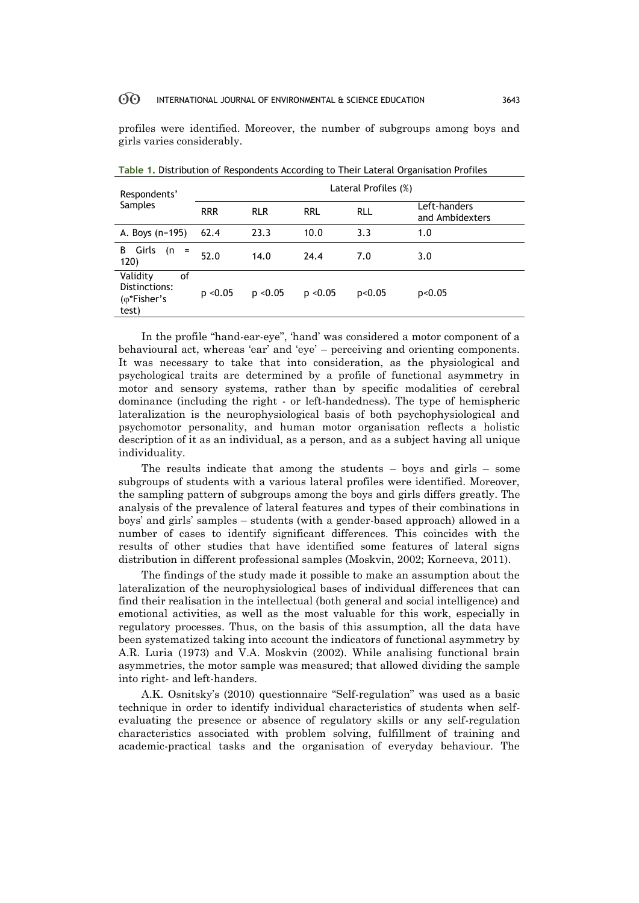profiles were identified. Moreover, the number of subgroups among boys and girls varies considerably.

**Table 1.** Distribution of Respondents According to Their Lateral Organisation Profiles

| Respondents' Samples | Lateral Profiles (%) | | | | |
|---|---|---|---|---|---|
| | RRR | RLR | RRL | RLL | Left-handers and Ambidexters |
| A. Boys (n=195) | 62.4 | 23.3 | 10.0 | 3.3 | 1.0 |
| B Girls (n = 120) | 52.0 | 14.0 | 24.4 | 7.0 | 3.0 |
| Validity of Distinctions: (φ*Fisher's test) | $p < 0.05$ | $p < 0.05$ | $p < 0.05$ | $p < 0.05$ | $p < 0.05$ |

In the profile "hand-ear-eye", 'hand' was considered a motor component of a behavioural act, whereas 'ear' and 'eye' – perceiving and orienting components. It was necessary to take that into consideration, as the physiological and psychological traits are determined by a profile of functional asymmetry in motor and sensory systems, rather than by specific modalities of cerebral dominance (including the right - or left-handedness). The type of hemispheric lateralization is the neurophysiological basis of both psychophysiological and psychomotor personality, and human motor organisation reflects a holistic description of it as an individual, as a person, and as a subject having all unique individuality.

The results indicate that among the students – boys and girls – some subgroups of students with a various lateral profiles were identified. Moreover, the sampling pattern of subgroups among the boys and girls differs greatly. The analysis of the prevalence of lateral features and types of their combinations in boys' and girls' samples – students (with a gender-based approach) allowed in a number of cases to identify significant differences. This coincides with the results of other studies that have identified some features of lateral signs distribution in different professional samples (Moskvin, 2002; Korneeva, 2011).

The findings of the study made it possible to make an assumption about the lateralization of the neurophysiological bases of individual differences that can find their realisation in the intellectual (both general and social intelligence) and emotional activities, as well as the most valuable for this work, especially in regulatory processes. Thus, on the basis of this assumption, all the data have been systematized taking into account the indicators of functional asymmetry by A.R. Luria (1973) and V.A. Moskvin (2002). While analising functional brain asymmetries, the motor sample was measured; that allowed dividing the sample into right- and left-handers.

A.K. Osnitsky's (2010) questionnaire "Self-regulation" was used as a basic technique in order to identify individual characteristics of students when self-evaluating the presence or absence of regulatory skills or any self-regulation characteristics associated with problem solving, fulfillment of training and academic-practical tasks and the organisation of everyday behaviour. The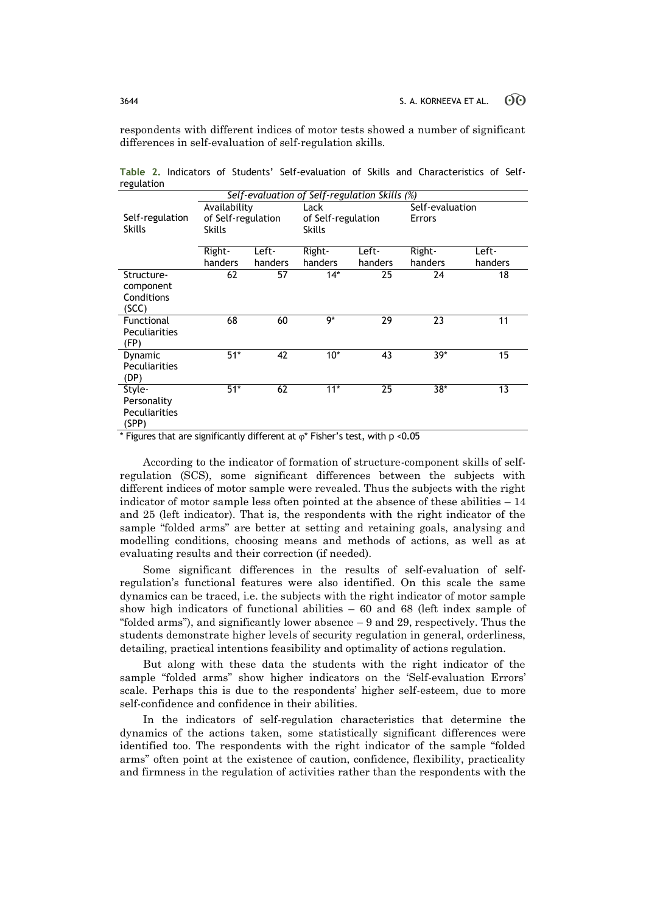respondents with different indices of motor tests showed a number of significant differences in self-evaluation of self-regulation skills.

**Table 2.** Indicators of Students' Self-evaluation of Skills and Characteristics of Self-regulation

| Self-regulation Skills | *Self-evaluation of Self-regulation Skills (%)* | | | | | |
|---|---|---|---|---|---|---|
| | Availability of Self-regulation Skills | | Lack of Self-regulation Skills | | Self-evaluation Errors | |
| | Right-handers | Left-handers | Right-handers | Left-handers | Right-handers | Left-handers |
| Structure-component Conditions (SCC) | 62 | 57 | 14* | 25 | 24 | 18 |
| Functional Peculiarities (FP) | 68 | 60 | 9* | 29 | 23 | 11 |
| Dynamic Peculiarities (DP) | 51* | 42 | 10* | 43 | 39* | 15 |
| Style-Personality Peculiarities (SPP) | 51* | 62 | 11* | 25 | 38* | 13 |

\* Figures that are significantly different at φ* Fisher's test, with $p < 0.05$

According to the indicator of formation of structure-component skills of self-regulation (SCS), some significant differences between the subjects with different indices of motor sample were revealed. Thus the subjects with the right indicator of motor sample less often pointed at the absence of these abilities – 14 and 25 (left indicator). That is, the respondents with the right indicator of the sample "folded arms" are better at setting and retaining goals, analysing and modelling conditions, choosing means and methods of actions, as well as at evaluating results and their correction (if needed).

Some significant differences in the results of self-evaluation of self-regulation's functional features were also identified. On this scale the same dynamics can be traced, i.e. the subjects with the right indicator of motor sample show high indicators of functional abilities – 60 and 68 (left index sample of "folded arms"), and significantly lower absence – 9 and 29, respectively. Thus the students demonstrate higher levels of security regulation in general, orderliness, detailing, practical intentions feasibility and optimality of actions regulation.

But along with these data the students with the right indicator of the sample "folded arms" show higher indicators on the 'Self-evaluation Errors' scale. Perhaps this is due to the respondents' higher self-esteem, due to more self-confidence and confidence in their abilities.

In the indicators of self-regulation characteristics that determine the dynamics of the actions taken, some statistically significant differences were identified too. The respondents with the right indicator of the sample "folded arms" often point at the existence of caution, confidence, flexibility, practicality and firmness in the regulation of activities rather than the respondents with the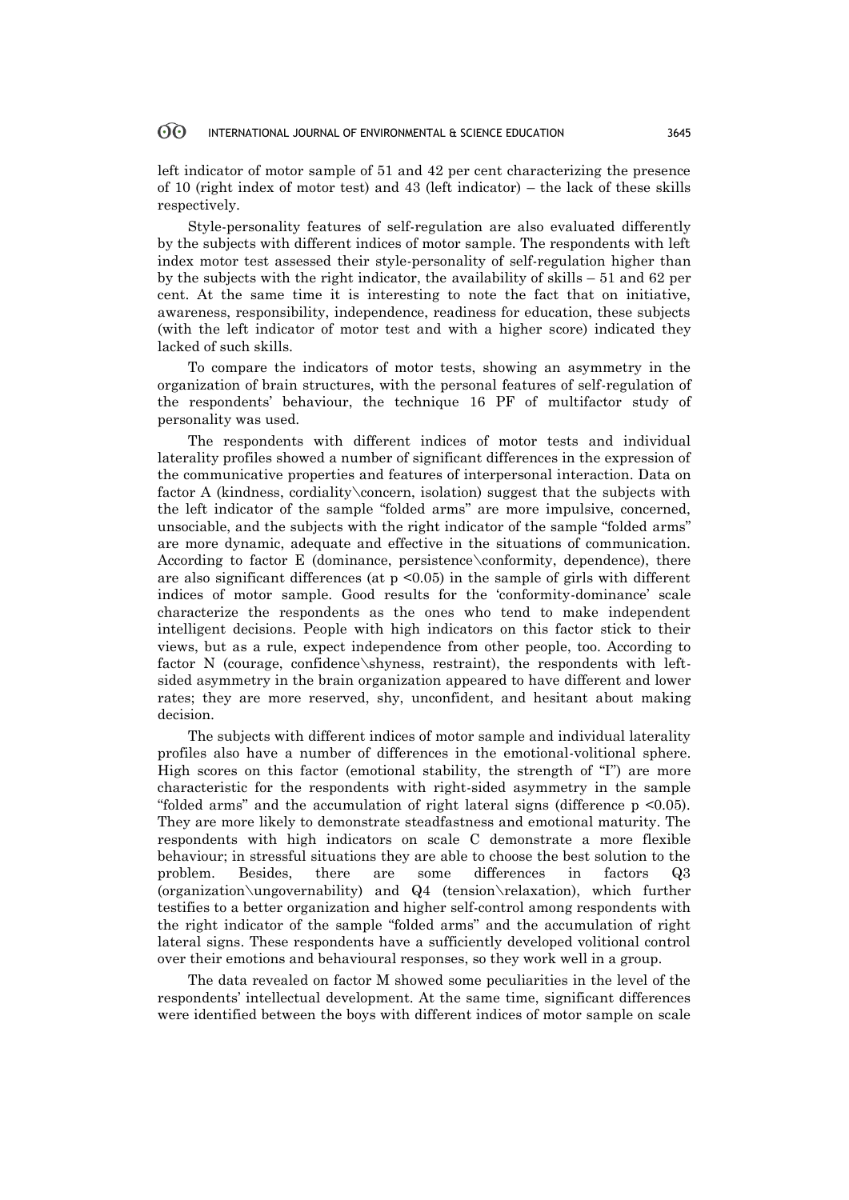left indicator of motor sample of 51 and 42 per cent characterizing the presence of 10 (right index of motor test) and 43 (left indicator) – the lack of these skills respectively.

Style-personality features of self-regulation are also evaluated differently by the subjects with different indices of motor sample. The respondents with left index motor test assessed their style-personality of self-regulation higher than by the subjects with the right indicator, the availability of skills – 51 and 62 per cent. At the same time it is interesting to note the fact that on initiative, awareness, responsibility, independence, readiness for education, these subjects (with the left indicator of motor test and with a higher score) indicated they lacked of such skills.

To compare the indicators of motor tests, showing an asymmetry in the organization of brain structures, with the personal features of self-regulation of the respondents' behaviour, the technique 16 PF of multifactor study of personality was used.

The respondents with different indices of motor tests and individual laterality profiles showed a number of significant differences in the expression of the communicative properties and features of interpersonal interaction. Data on factor A (kindness, cordiality\concern, isolation) suggest that the subjects with the left indicator of the sample "folded arms" are more impulsive, concerned, unsociable, and the subjects with the right indicator of the sample "folded arms" are more dynamic, adequate and effective in the situations of communication. According to factor E (dominance, persistence\conformity, dependence), there are also significant differences (at $p < 0.05$) in the sample of girls with different indices of motor sample. Good results for the 'conformity-dominance' scale characterize the respondents as the ones who tend to make independent intelligent decisions. People with high indicators on this factor stick to their views, but as a rule, expect independence from other people, too. According to factor N (courage, confidence\shyness, restraint), the respondents with left-sided asymmetry in the brain organization appeared to have different and lower rates; they are more reserved, shy, unconfident, and hesitant about making decision.

The subjects with different indices of motor sample and individual laterality profiles also have a number of differences in the emotional-volitional sphere. High scores on this factor (emotional stability, the strength of "I") are more characteristic for the respondents with right-sided asymmetry in the sample "folded arms" and the accumulation of right lateral signs (difference $p < 0.05$). They are more likely to demonstrate steadfastness and emotional maturity. The respondents with high indicators on scale C demonstrate a more flexible behaviour; in stressful situations they are able to choose the best solution to the problem. Besides, there are some differences in factors Q3 (organization\ungovernability) and Q4 (tension\relaxation), which further testifies to a better organization and higher self-control among respondents with the right indicator of the sample "folded arms" and the accumulation of right lateral signs. These respondents have a sufficiently developed volitional control over their emotions and behavioural responses, so they work well in a group.

The data revealed on factor M showed some peculiarities in the level of the respondents' intellectual development. At the same time, significant differences were identified between the boys with different indices of motor sample on scale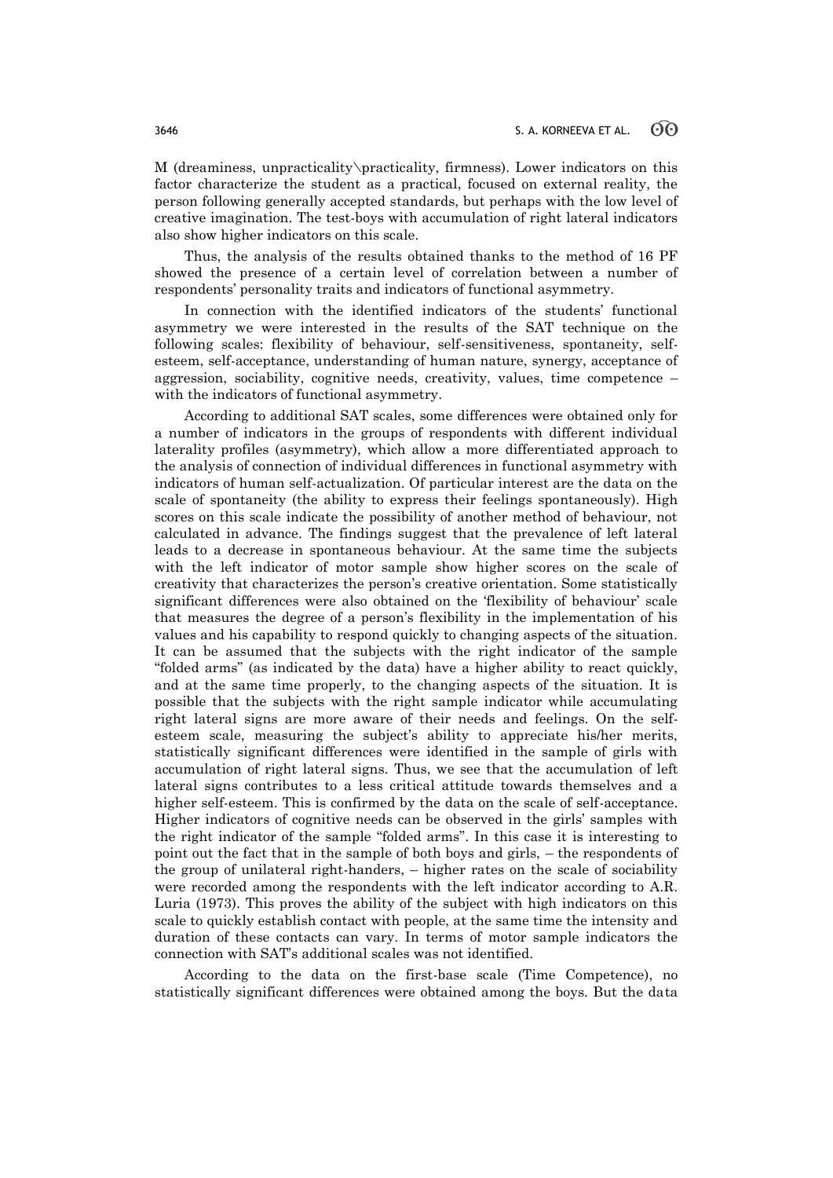M (dreaminess, unpracticality\practicality, firmness). Lower indicators on this factor characterize the student as a practical, focused on external reality, the person following generally accepted standards, but perhaps with the low level of creative imagination. The test-boys with accumulation of right lateral indicators also show higher indicators on this scale.

Thus, the analysis of the results obtained thanks to the method of 16 PF showed the presence of a certain level of correlation between a number of respondents' personality traits and indicators of functional asymmetry.

In connection with the identified indicators of the students' functional asymmetry we were interested in the results of the SAT technique on the following scales: flexibility of behaviour, self-sensitiveness, spontaneity, self-esteem, self-acceptance, understanding of human nature, synergy, acceptance of aggression, sociability, cognitive needs, creativity, values, time competence – with the indicators of functional asymmetry.

According to additional SAT scales, some differences were obtained only for a number of indicators in the groups of respondents with different individual laterality profiles (asymmetry), which allow a more differentiated approach to the analysis of connection of individual differences in functional asymmetry with indicators of human self-actualization. Of particular interest are the data on the scale of spontaneity (the ability to express their feelings spontaneously). High scores on this scale indicate the possibility of another method of behaviour, not calculated in advance. The findings suggest that the prevalence of left lateral leads to a decrease in spontaneous behaviour. At the same time the subjects with the left indicator of motor sample show higher scores on the scale of creativity that characterizes the person's creative orientation. Some statistically significant differences were also obtained on the 'flexibility of behaviour' scale that measures the degree of a person's flexibility in the implementation of his values and his capability to respond quickly to changing aspects of the situation. It can be assumed that the subjects with the right indicator of the sample "folded arms" (as indicated by the data) have a higher ability to react quickly, and at the same time properly, to the changing aspects of the situation. It is possible that the subjects with the right sample indicator while accumulating right lateral signs are more aware of their needs and feelings. On the self-esteem scale, measuring the subject's ability to appreciate his/her merits, statistically significant differences were identified in the sample of girls with accumulation of right lateral signs. Thus, we see that the accumulation of left lateral signs contributes to a less critical attitude towards themselves and a higher self-esteem. This is confirmed by the data on the scale of self-acceptance. Higher indicators of cognitive needs can be observed in the girls' samples with the right indicator of the sample "folded arms". In this case it is interesting to point out the fact that in the sample of both boys and girls, – the respondents of the group of unilateral right-handers, – higher rates on the scale of sociability were recorded among the respondents with the left indicator according to A.R. Luria (1973). This proves the ability of the subject with high indicators on this scale to quickly establish contact with people, at the same time the intensity and duration of these contacts can vary. In terms of motor sample indicators the connection with SAT's additional scales was not identified.

According to the data on the first-base scale (Time Competence), no statistically significant differences were obtained among the boys. But the data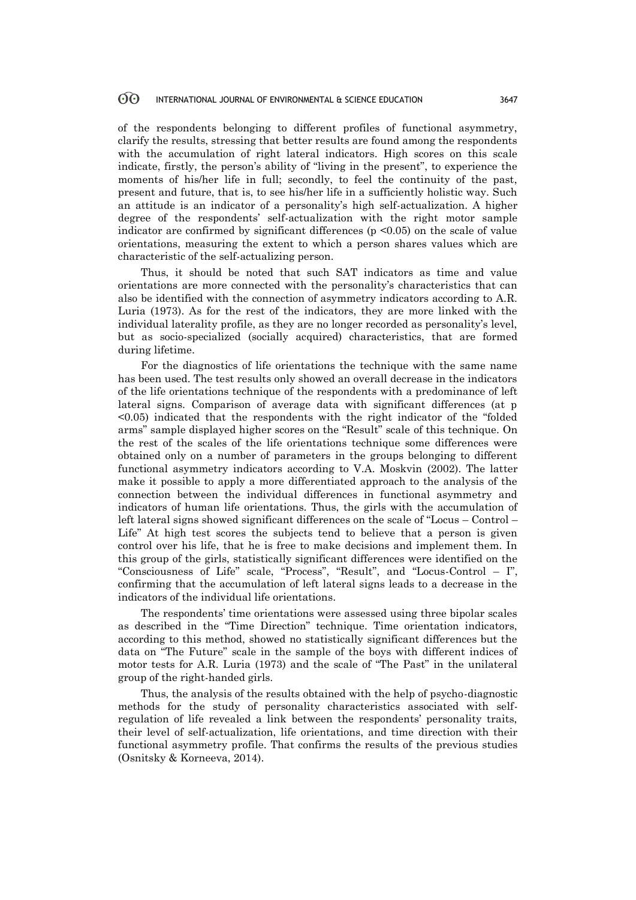of the respondents belonging to different profiles of functional asymmetry, clarify the results, stressing that better results are found among the respondents with the accumulation of right lateral indicators. High scores on this scale indicate, firstly, the person's ability of "living in the present", to experience the moments of his/her life in full; secondly, to feel the continuity of the past, present and future, that is, to see his/her life in a sufficiently holistic way. Such an attitude is an indicator of a personality's high self-actualization. A higher degree of the respondents' self-actualization with the right motor sample indicator are confirmed by significant differences ($p < 0.05$) on the scale of value orientations, measuring the extent to which a person shares values which are characteristic of the self-actualizing person.

Thus, it should be noted that such SAT indicators as time and value orientations are more connected with the personality's characteristics that can also be identified with the connection of asymmetry indicators according to A.R. Luria (1973). As for the rest of the indicators, they are more linked with the individual laterality profile, as they are no longer recorded as personality's level, but as socio-specialized (socially acquired) characteristics, that are formed during lifetime.

For the diagnostics of life orientations the technique with the same name has been used. The test results only showed an overall decrease in the indicators of the life orientations technique of the respondents with a predominance of left lateral signs. Comparison of average data with significant differences (at $p < 0.05$) indicated that the respondents with the right indicator of the "folded arms" sample displayed higher scores on the "Result" scale of this technique. On the rest of the scales of the life orientations technique some differences were obtained only on a number of parameters in the groups belonging to different functional asymmetry indicators according to V.A. Moskvin (2002). The latter make it possible to apply a more differentiated approach to the analysis of the connection between the individual differences in functional asymmetry and indicators of human life orientations. Thus, the girls with the accumulation of left lateral signs showed significant differences on the scale of "Locus – Control – Life" At high test scores the subjects tend to believe that a person is given control over his life, that he is free to make decisions and implement them. In this group of the girls, statistically significant differences were identified on the "Consciousness of Life" scale, "Process", "Result", and "Locus-Control – I", confirming that the accumulation of left lateral signs leads to a decrease in the indicators of the individual life orientations.

The respondents' time orientations were assessed using three bipolar scales as described in the "Time Direction" technique. Time orientation indicators, according to this method, showed no statistically significant differences but the data on "The Future" scale in the sample of the boys with different indices of motor tests for A.R. Luria (1973) and the scale of "The Past" in the unilateral group of the right-handed girls.

Thus, the analysis of the results obtained with the help of psycho-diagnostic methods for the study of personality characteristics associated with self-regulation of life revealed a link between the respondents' personality traits, their level of self-actualization, life orientations, and time direction with their functional asymmetry profile. That confirms the results of the previous studies (Osnitsky & Korneeva, 2014).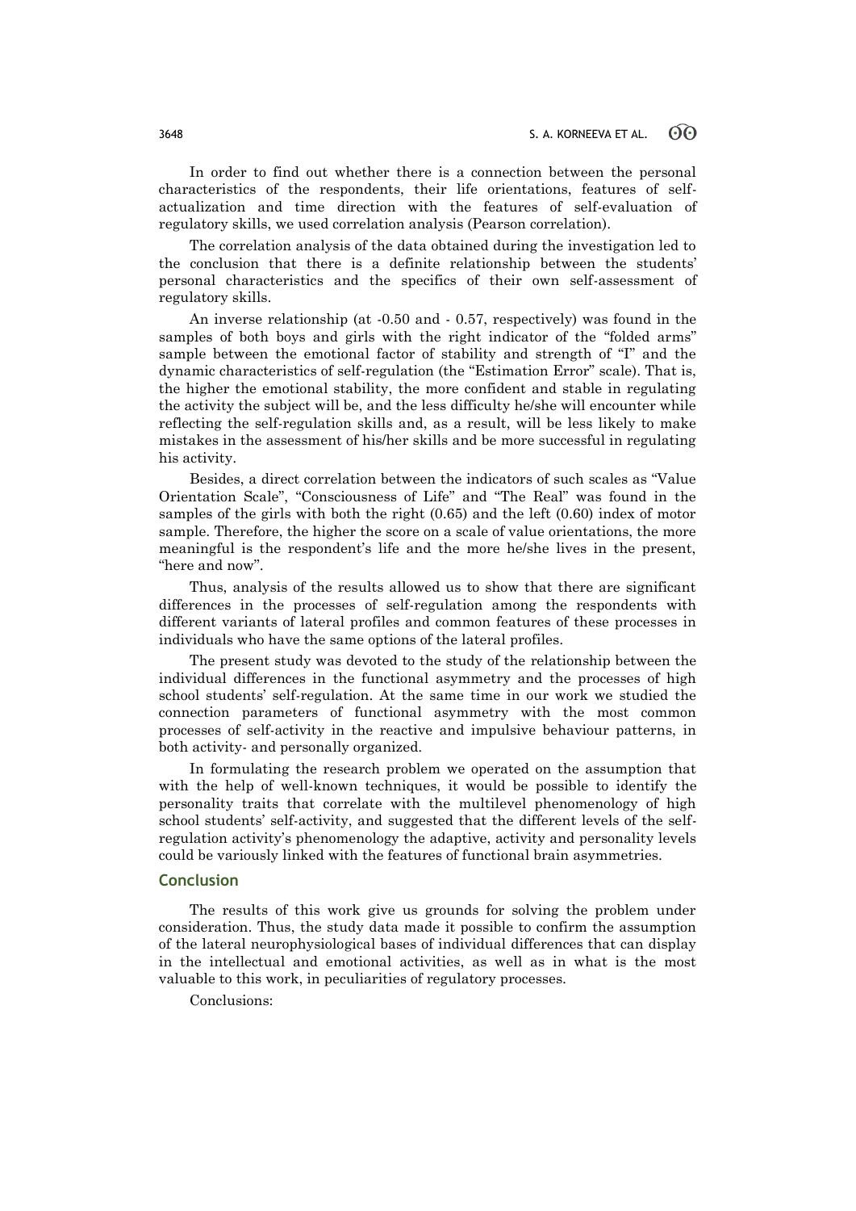In order to find out whether there is a connection between the personal characteristics of the respondents, their life orientations, features of self-actualization and time direction with the features of self-evaluation of regulatory skills, we used correlation analysis (Pearson correlation).

The correlation analysis of the data obtained during the investigation led to the conclusion that there is a definite relationship between the students' personal characteristics and the specifics of their own self-assessment of regulatory skills.

An inverse relationship (at -0.50 and - 0.57, respectively) was found in the samples of both boys and girls with the right indicator of the "folded arms" sample between the emotional factor of stability and strength of "I" and the dynamic characteristics of self-regulation (the "Estimation Error" scale). That is, the higher the emotional stability, the more confident and stable in regulating the activity the subject will be, and the less difficulty he/she will encounter while reflecting the self-regulation skills and, as a result, will be less likely to make mistakes in the assessment of his/her skills and be more successful in regulating his activity.

Besides, a direct correlation between the indicators of such scales as "Value Orientation Scale", "Consciousness of Life" and "The Real" was found in the samples of the girls with both the right (0.65) and the left (0.60) index of motor sample. Therefore, the higher the score on a scale of value orientations, the more meaningful is the respondent's life and the more he/she lives in the present, "here and now".

Thus, analysis of the results allowed us to show that there are significant differences in the processes of self-regulation among the respondents with different variants of lateral profiles and common features of these processes in individuals who have the same options of the lateral profiles.

The present study was devoted to the study of the relationship between the individual differences in the functional asymmetry and the processes of high school students' self-regulation. At the same time in our work we studied the connection parameters of functional asymmetry with the most common processes of self-activity in the reactive and impulsive behaviour patterns, in both activity- and personally organized.

In formulating the research problem we operated on the assumption that with the help of well-known techniques, it would be possible to identify the personality traits that correlate with the multilevel phenomenology of high school students' self-activity, and suggested that the different levels of the self-regulation activity's phenomenology the adaptive, activity and personality levels could be variously linked with the features of functional brain asymmetries.

## Conclusion

The results of this work give us grounds for solving the problem under consideration. Thus, the study data made it possible to confirm the assumption of the lateral neurophysiological bases of individual differences that can display in the intellectual and emotional activities, as well as in what is the most valuable to this work, in peculiarities of regulatory processes.

Conclusions: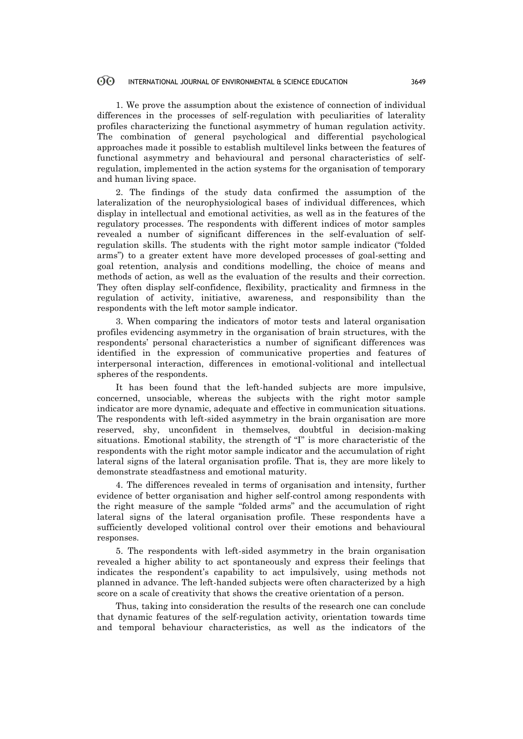1. We prove the assumption about the existence of connection of individual differences in the processes of self-regulation with peculiarities of laterality profiles characterizing the functional asymmetry of human regulation activity. The combination of general psychological and differential psychological approaches made it possible to establish multilevel links between the features of functional asymmetry and behavioural and personal characteristics of self-regulation, implemented in the action systems for the organisation of temporary and human living space.

2. The findings of the study data confirmed the assumption of the lateralization of the neurophysiological bases of individual differences, which display in intellectual and emotional activities, as well as in the features of the regulatory processes. The respondents with different indices of motor samples revealed a number of significant differences in the self-evaluation of self-regulation skills. The students with the right motor sample indicator ("folded arms") to a greater extent have more developed processes of goal-setting and goal retention, analysis and conditions modelling, the choice of means and methods of action, as well as the evaluation of the results and their correction. They often display self-confidence, flexibility, practicality and firmness in the regulation of activity, initiative, awareness, and responsibility than the respondents with the left motor sample indicator.

3. When comparing the indicators of motor tests and lateral organisation profiles evidencing asymmetry in the organisation of brain structures, with the respondents' personal characteristics a number of significant differences was identified in the expression of communicative properties and features of interpersonal interaction, differences in emotional-volitional and intellectual spheres of the respondents.

It has been found that the left-handed subjects are more impulsive, concerned, unsociable, whereas the subjects with the right motor sample indicator are more dynamic, adequate and effective in communication situations. The respondents with left-sided asymmetry in the brain organisation are more reserved, shy, unconfident in themselves, doubtful in decision-making situations. Emotional stability, the strength of "I" is more characteristic of the respondents with the right motor sample indicator and the accumulation of right lateral signs of the lateral organisation profile. That is, they are more likely to demonstrate steadfastness and emotional maturity.

4. The differences revealed in terms of organisation and intensity, further evidence of better organisation and higher self-control among respondents with the right measure of the sample "folded arms" and the accumulation of right lateral signs of the lateral organisation profile. These respondents have a sufficiently developed volitional control over their emotions and behavioural responses.

5. The respondents with left-sided asymmetry in the brain organisation revealed a higher ability to act spontaneously and express their feelings that indicates the respondent's capability to act impulsively, using methods not planned in advance. The left-handed subjects were often characterized by a high score on a scale of creativity that shows the creative orientation of a person.

Thus, taking into consideration the results of the research one can conclude that dynamic features of the self-regulation activity, orientation towards time and temporal behaviour characteristics, as well as the indicators of the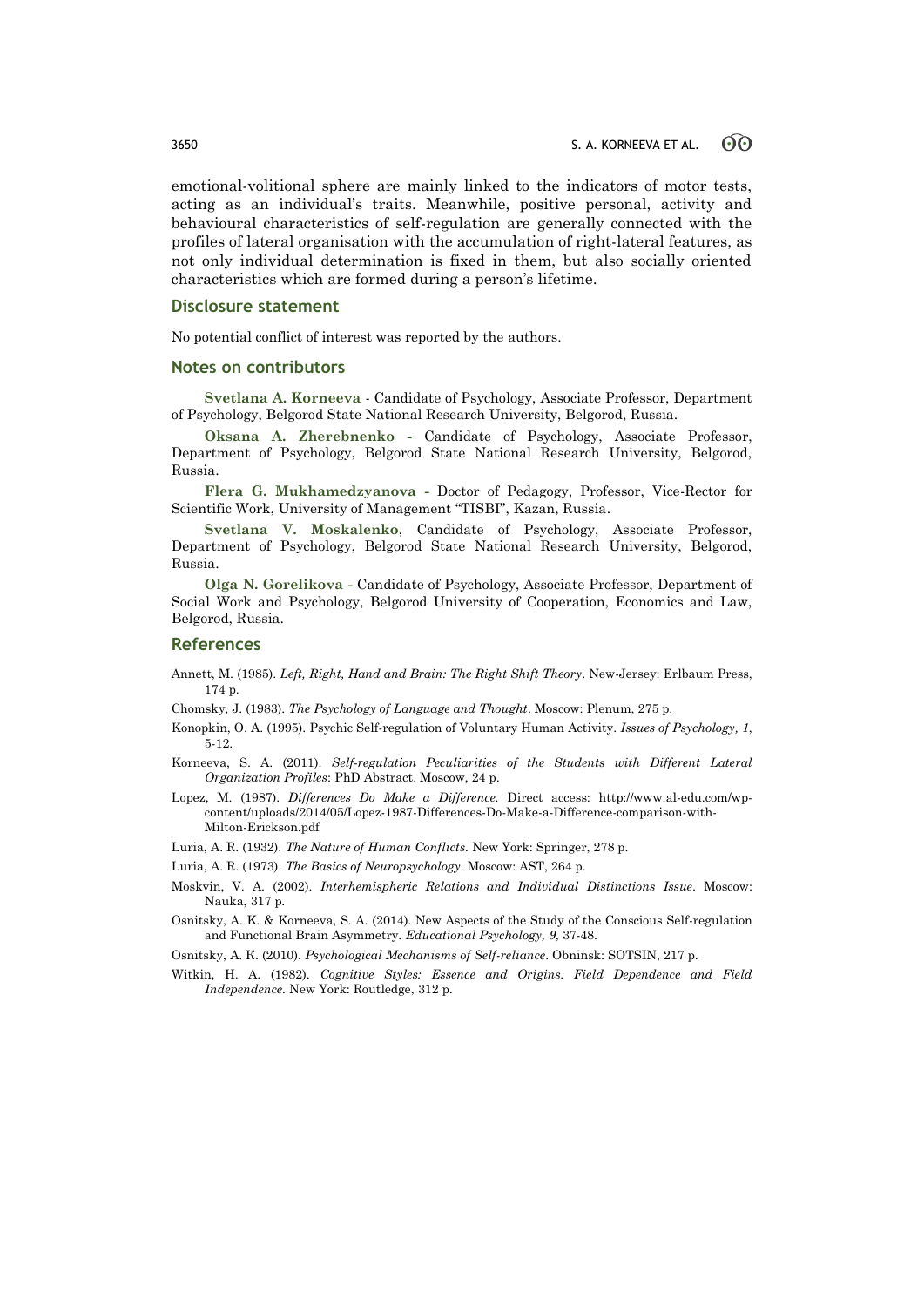emotional-volitional sphere are mainly linked to the indicators of motor tests, acting as an individual's traits. Meanwhile, positive personal, activity and behavioural characteristics of self-regulation are generally connected with the profiles of lateral organisation with the accumulation of right-lateral features, as not only individual determination is fixed in them, but also socially oriented characteristics which are formed during a person's lifetime.

## Disclosure statement

No potential conflict of interest was reported by the authors.

## Notes on contributors

**Svetlana A. Korneeva** - Candidate of Psychology, Associate Professor, Department of Psychology, Belgorod State National Research University, Belgorod, Russia.

**Oksana A. Zherebnenko** - Candidate of Psychology, Associate Professor, Department of Psychology, Belgorod State National Research University, Belgorod, Russia.

**Flera G. Mukhamedzyanova** - Doctor of Pedagogy, Professor, Vice-Rector for Scientific Work, University of Management "TISBI", Kazan, Russia.

**Svetlana V. Moskalenko**, Candidate of Psychology, Associate Professor, Department of Psychology, Belgorod State National Research University, Belgorod, Russia.

**Olga N. Gorelikova** - Candidate of Psychology, Associate Professor, Department of Social Work and Psychology, Belgorod University of Cooperation, Economics and Law, Belgorod, Russia.

## References

Annett, M. (1985). *Left, Right, Hand and Brain: The Right Shift Theory*. New-Jersey: Erlbaum Press, 174 p.

Chomsky, J. (1983). *The Psychology of Language and Thought*. Moscow: Plenum, 275 p.

Konopkin, O. A. (1995). Psychic Self-regulation of Voluntary Human Activity. *Issues of Psychology, 1*, 5-12.

Korneeva, S. A. (2011). *Self-regulation Peculiarities of the Students with Different Lateral Organization Profiles*: PhD Abstract. Moscow, 24 p.

Lopez, M. (1987). *Differences Do Make a Difference.* Direct access: http://www.al-edu.com/wp-content/uploads/2014/05/Lopez-1987-Differences-Do-Make-a-Difference-comparison-with-Milton-Erickson.pdf

Luria, A. R. (1932). *The Nature of Human Conflicts.* New York: Springer, 278 p.

Luria, A. R. (1973). *The Basics of Neuropsychology*. Moscow: AST, 264 p.

Moskvin, V. A. (2002). *Interhemispheric Relations and Individual Distinctions Issue*. Moscow: Nauka, 317 p.

Osnitsky, A. K. & Korneeva, S. A. (2014). New Aspects of the Study of the Conscious Self-regulation and Functional Brain Asymmetry. *Educational Psychology, 9*, 37-48.

Osnitsky, A. K. (2010). *Psychological Mechanisms of Self-reliance*. Obninsk: SOTSIN, 217 p.

Witkin, H. A. (1982). *Cognitive Styles: Essence and Origins. Field Dependence and Field Independence.* New York: Routledge, 312 p.